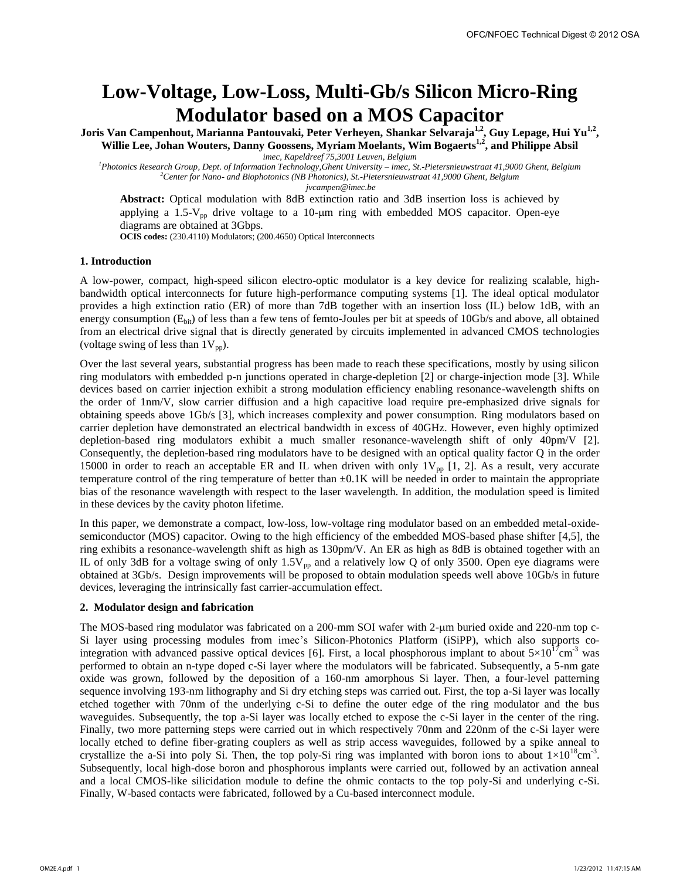# Low-Voltage, Low-Loss, Multi-Gb/s Silicon Micro-Ring Modulator based on a MOS Capacitor

**Joris Van Campenhout, Marianna Pantouvaki, Peter Verheyen, Shankar Selvaraja[1,2], Guy Lepage, Hui Yu[1,2], Willie Lee, Johan Wouters, Danny Goossens, Myriam Moelants, Wim Bogaerts[1,2], and Philippe Absil**

*imec, Kapeldreef 75,3001 Leuven, Belgium*

*[1]Photonics Research Group, Dept. of Information Technology,Ghent University – imec, St.-Pietersnieuwstraat 41,9000 Ghent, Belgium*

*[2]Center for Nano- and Biophotonics (NB Photonics), St.-Pietersnieuwstraat 41,9000 Ghent, Belgium*

*jvcampen@imec.be*

**Abstract:** Optical modulation with 8dB extinction ratio and 3dB insertion loss is achieved by applying a 1.5-$V_{pp}$ drive voltage to a 10-μm ring with embedded MOS capacitor. Open-eye diagrams are obtained at 3Gbps.

**OCIS codes:** (230.4110) Modulators; (200.4650) Optical Interconnects

## 1. Introduction

A low-power, compact, high-speed silicon electro-optic modulator is a key device for realizing scalable, high-bandwidth optical interconnects for future high-performance computing systems [1]. The ideal optical modulator provides a high extinction ratio (ER) of more than 7dB together with an insertion loss (IL) below 1dB, with an energy consumption ($E_{bit}$) of less than a few tens of femto-Joules per bit at speeds of 10Gb/s and above, all obtained from an electrical drive signal that is directly generated by circuits implemented in advanced CMOS technologies (voltage swing of less than $1V_{pp}$).

Over the last several years, substantial progress has been made to reach these specifications, mostly by using silicon ring modulators with embedded p-n junctions operated in charge-depletion [2] or charge-injection mode [3]. While devices based on carrier injection exhibit a strong modulation efficiency enabling resonance-wavelength shifts on the order of 1nm/V, slow carrier diffusion and a high capacitive load require pre-emphasized drive signals for obtaining speeds above 1Gb/s [3], which increases complexity and power consumption. Ring modulators based on carrier depletion have demonstrated an electrical bandwidth in excess of 40GHz. However, even highly optimized depletion-based ring modulators exhibit a much smaller resonance-wavelength shift of only 40pm/V [2]. Consequently, the depletion-based ring modulators have to be designed with an optical quality factor Q in the order 15000 in order to reach an acceptable ER and IL when driven with only $1V_{pp}$ [1, 2]. As a result, very accurate temperature control of the ring temperature of better than ±0.1K will be needed in order to maintain the appropriate bias of the resonance wavelength with respect to the laser wavelength. In addition, the modulation speed is limited in these devices by the cavity photon lifetime.

In this paper, we demonstrate a compact, low-loss, low-voltage ring modulator based on an embedded metal-oxide-semiconductor (MOS) capacitor. Owing to the high efficiency of the embedded MOS-based phase shifter [4,5], the ring exhibits a resonance-wavelength shift as high as 130pm/V. An ER as high as 8dB is obtained together with an IL of only 3dB for a voltage swing of only $1.5V_{pp}$ and a relatively low Q of only 3500. Open eye diagrams were obtained at 3Gb/s. Design improvements will be proposed to obtain modulation speeds well above 10Gb/s in future devices, leveraging the intrinsically fast carrier-accumulation effect.

## 2. Modulator design and fabrication

The MOS-based ring modulator was fabricated on a 200-mm SOI wafer with 2-μm buried oxide and 220-nm top c-Si layer using processing modules from imec's Silicon-Photonics Platform (iSiPP), which also supports co-integration with advanced passive optical devices [6]. First, a local phosphorous implant to about $5\times10^{17}cm^{-3}$ was performed to obtain an n-type doped c-Si layer where the modulators will be fabricated. Subsequently, a 5-nm gate oxide was grown, followed by the deposition of a 160-nm amorphous Si layer. Then, a four-level patterning sequence involving 193-nm lithography and Si dry etching steps was carried out. First, the top a-Si layer was locally etched together with 70nm of the underlying c-Si to define the outer edge of the ring modulator and the bus waveguides. Subsequently, the top a-Si layer was locally etched to expose the c-Si layer in the center of the ring. Finally, two more patterning steps were carried out in which respectively 70nm and 220nm of the c-Si layer were locally etched to define fiber-grating couplers as well as strip access waveguides, followed by a spike anneal to crystallize the a-Si into poly Si. Then, the top poly-Si ring was implanted with boron ions to about $1\times10^{18}cm^{-3}$. Subsequently, local high-dose boron and phosphorous implants were carried out, followed by an activation anneal and a local CMOS-like silicidation module to define the ohmic contacts to the top poly-Si and underlying c-Si. Finally, W-based contacts were fabricated, followed by a Cu-based interconnect module.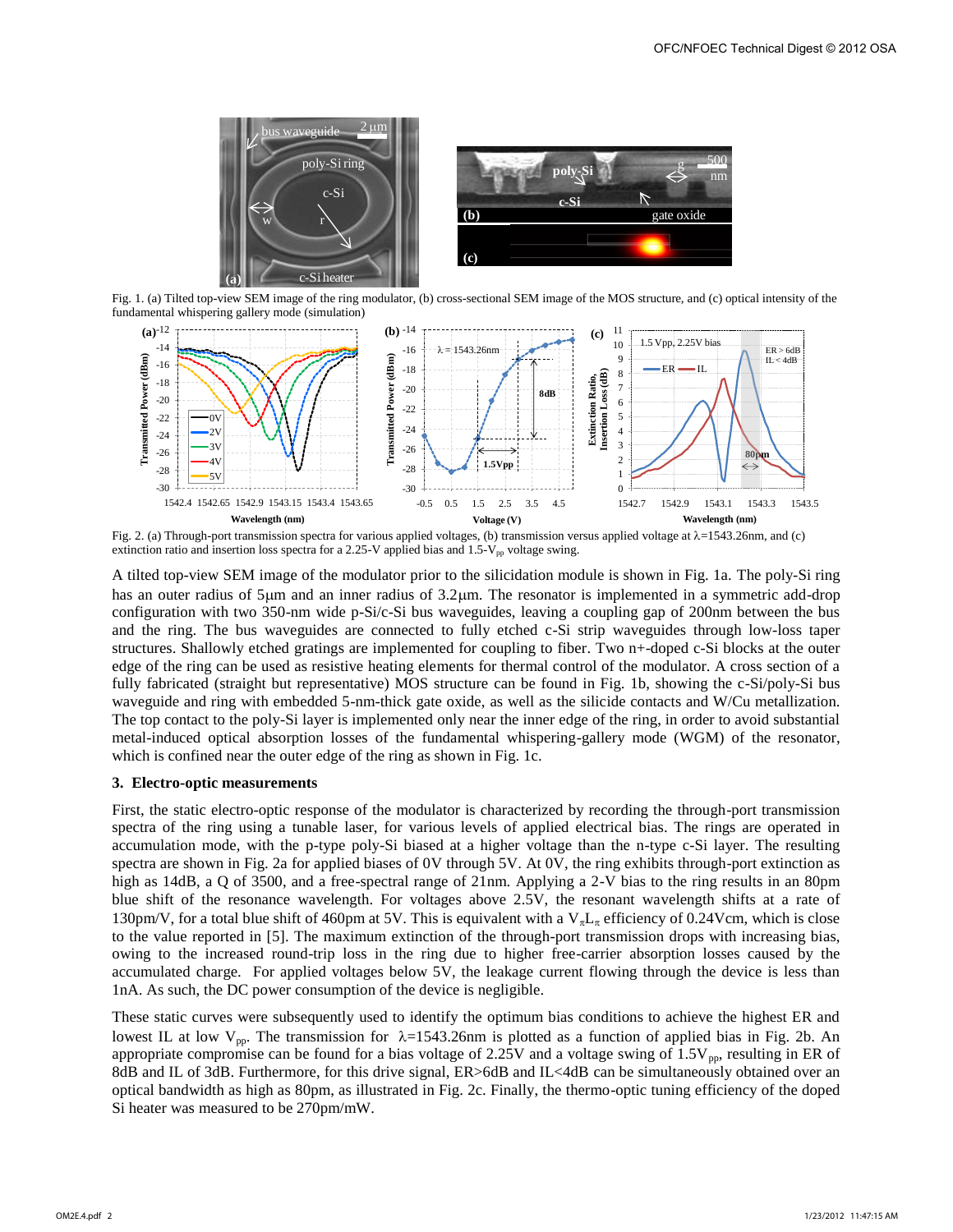Fig. 1. (a) Tilted top-view SEM image of the ring modulator, (b) cross-sectional SEM image of the MOS structure, and (c) optical intensity of the fundamental whispering gallery mode (simulation)

Fig. 2. (a) Through-port transmission spectra for various applied voltages, (b) transmission versus applied voltage at $\lambda$=1543.26nm, and (c) extinction ratio and insertion loss spectra for a 2.25-V applied bias and 1.5-$V_{pp}$ voltage swing.

A tilted top-view SEM image of the modulator prior to the silicidation module is shown in Fig. 1a. The poly-Si ring has an outer radius of 5µm and an inner radius of 3.2µm. The resonator is implemented in a symmetric add-drop configuration with two 350-nm wide p-Si/c-Si bus waveguides, leaving a coupling gap of 200nm between the bus and the ring. The bus waveguides are connected to fully etched c-Si strip waveguides through low-loss taper structures. Shallowly etched gratings are implemented for coupling to fiber. Two n+-doped c-Si blocks at the outer edge of the ring can be used as resistive heating elements for thermal control of the modulator. A cross section of a fully fabricated (straight but representative) MOS structure can be found in Fig. 1b, showing the c-Si/poly-Si bus waveguide and ring with embedded 5-nm-thick gate oxide, as well as the silicide contacts and W/Cu metallization. The top contact to the poly-Si layer is implemented only near the inner edge of the ring, in order to avoid substantial metal-induced optical absorption losses of the fundamental whispering-gallery mode (WGM) of the resonator, which is confined near the outer edge of the ring as shown in Fig. 1c.

### 3. Electro-optic measurements

First, the static electro-optic response of the modulator is characterized by recording the through-port transmission spectra of the ring using a tunable laser, for various levels of applied electrical bias. The rings are operated in accumulation mode, with the p-type poly-Si biased at a higher voltage than the n-type c-Si layer. The resulting spectra are shown in Fig. 2a for applied biases of 0V through 5V. At 0V, the ring exhibits through-port extinction as high as 14dB, a Q of 3500, and a free-spectral range of 21nm. Applying a 2-V bias to the ring results in an 80pm blue shift of the resonance wavelength. For voltages above 2.5V, the resonant wavelength shifts at a rate of 130pm/V, for a total blue shift of 460pm at 5V. This is equivalent with a $V_\pi L_\pi$ efficiency of 0.24Vcm, which is close to the value reported in [5]. The maximum extinction of the through-port transmission drops with increasing bias, owing to the increased round-trip loss in the ring due to higher free-carrier absorption losses caused by the accumulated charge. For applied voltages below 5V, the leakage current flowing through the device is less than 1nA. As such, the DC power consumption of the device is negligible.

These static curves were subsequently used to identify the optimum bias conditions to achieve the highest ER and lowest IL at low $V_{pp}$. The transmission for $\lambda$=1543.26nm is plotted as a function of applied bias in Fig. 2b. An appropriate compromise can be found for a bias voltage of 2.25V and a voltage swing of 1.5$V_{pp}$, resulting in ER of 8dB and IL of 3dB. Furthermore, for this drive signal, ER>6dB and IL<4dB can be simultaneously obtained over an optical bandwidth as high as 80pm, as illustrated in Fig. 2c. Finally, the thermo-optic tuning efficiency of the doped Si heater was measured to be 270pm/mW.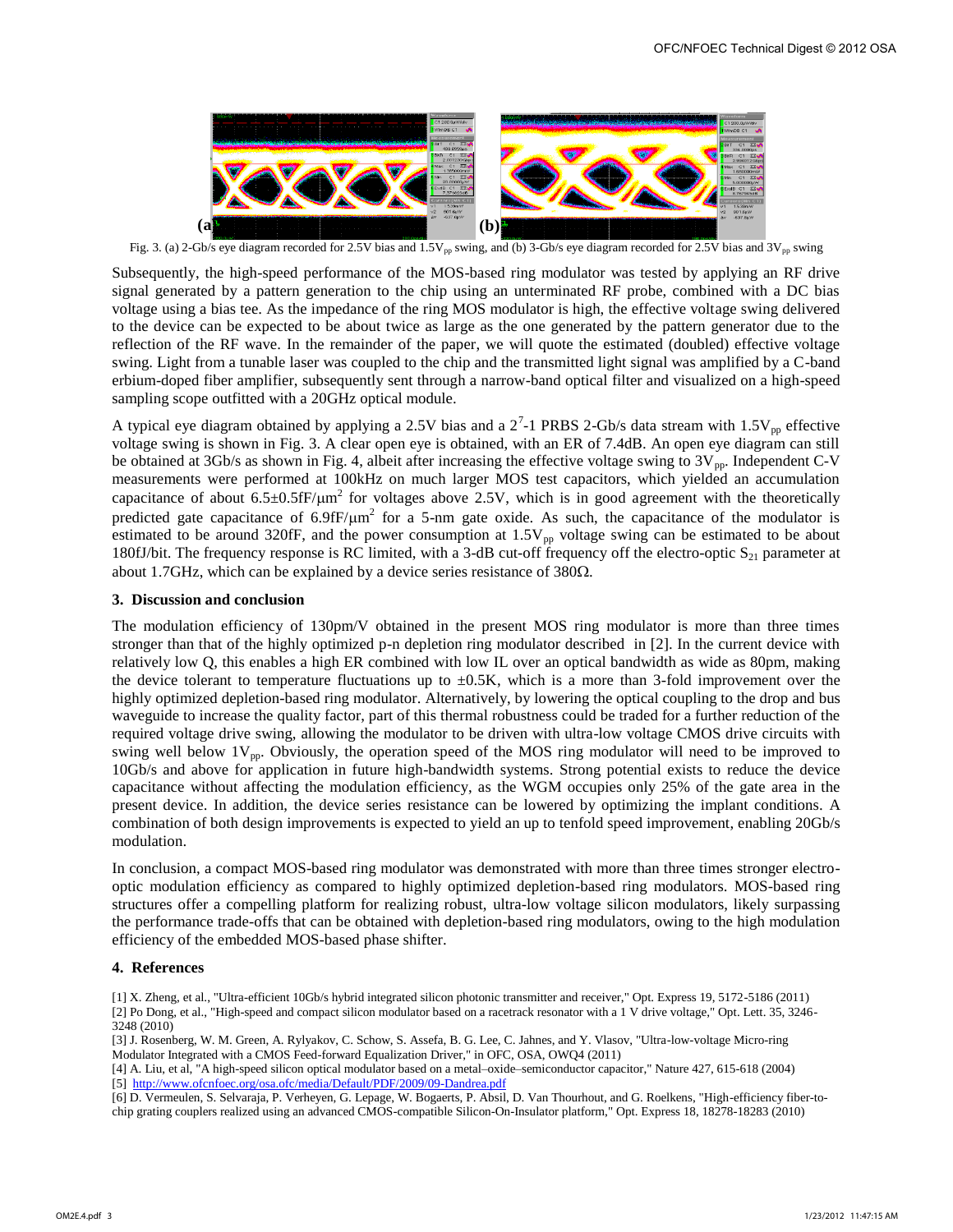Fig. 3. (a) 2-Gb/s eye diagram recorded for 2.5V bias and 1.5$V_{pp}$ swing, and (b) 3-Gb/s eye diagram recorded for 2.5V bias and 3$V_{pp}$ swing

Subsequently, the high-speed performance of the MOS-based ring modulator was tested by applying an RF drive signal generated by a pattern generation to the chip using an unterminated RF probe, combined with a DC bias voltage using a bias tee. As the impedance of the ring MOS modulator is high, the effective voltage swing delivered to the device can be expected to be about twice as large as the one generated by the pattern generator due to the reflection of the RF wave. In the remainder of the paper, we will quote the estimated (doubled) effective voltage swing. Light from a tunable laser was coupled to the chip and the transmitted light signal was amplified by a C-band erbium-doped fiber amplifier, subsequently sent through a narrow-band optical filter and visualized on a high-speed sampling scope outfitted with a 20GHz optical module.

A typical eye diagram obtained by applying a 2.5V bias and a $2^7$-1 PRBS 2-Gb/s data stream with 1.5$V_{pp}$ effective voltage swing is shown in Fig. 3. A clear open eye is obtained, with an ER of 7.4dB. An open eye diagram can still be obtained at 3Gb/s as shown in Fig. 4, albeit after increasing the effective voltage swing to 3$V_{pp}$. Independent C-V measurements were performed at 100kHz on much larger MOS test capacitors, which yielded an accumulation capacitance of about 6.5±0.5fF/μm$^2$ for voltages above 2.5V, which is in good agreement with the theoretically predicted gate capacitance of 6.9fF/μm$^2$ for a 5-nm gate oxide. As such, the capacitance of the modulator is estimated to be around 320fF, and the power consumption at 1.5$V_{pp}$ voltage swing can be estimated to be about 180fJ/bit. The frequency response is RC limited, with a 3-dB cut-off frequency off the electro-optic $S_{21}$ parameter at about 1.7GHz, which can be explained by a device series resistance of 380Ω.

## 3. Discussion and conclusion

The modulation efficiency of 130pm/V obtained in the present MOS ring modulator is more than three times stronger than that of the highly optimized p-n depletion ring modulator described in [2]. In the current device with relatively low Q, this enables a high ER combined with low IL over an optical bandwidth as wide as 80pm, making the device tolerant to temperature fluctuations up to ±0.5K, which is a more than 3-fold improvement over the highly optimized depletion-based ring modulator. Alternatively, by lowering the optical coupling to the drop and bus waveguide to increase the quality factor, part of this thermal robustness could be traded for a further reduction of the required voltage drive swing, allowing the modulator to be driven with ultra-low voltage CMOS drive circuits with swing well below 1$V_{pp}$. Obviously, the operation speed of the MOS ring modulator will need to be improved to 10Gb/s and above for application in future high-bandwidth systems. Strong potential exists to reduce the device capacitance without affecting the modulation efficiency, as the WGM occupies only 25% of the gate area in the present device. In addition, the device series resistance can be lowered by optimizing the implant conditions. A combination of both design improvements is expected to yield an up to tenfold speed improvement, enabling 20Gb/s modulation.

In conclusion, a compact MOS-based ring modulator was demonstrated with more than three times stronger electro-optic modulation efficiency as compared to highly optimized depletion-based ring modulators. MOS-based ring structures offer a compelling platform for realizing robust, ultra-low voltage silicon modulators, likely surpassing the performance trade-offs that can be obtained with depletion-based ring modulators, owing to the high modulation efficiency of the embedded MOS-based phase shifter.

## 4. References

[1] X. Zheng, et al., "Ultra-efficient 10Gb/s hybrid integrated silicon photonic transmitter and receiver," Opt. Express 19, 5172-5186 (2011)
[2] Po Dong, et al., "High-speed and compact silicon modulator based on a racetrack resonator with a 1 V drive voltage," Opt. Lett. 35, 3246-3248 (2010)
[3] J. Rosenberg, W. M. Green, A. Rylyakov, C. Schow, S. Assefa, B. G. Lee, C. Jahnes, and Y. Vlasov, "Ultra-low-voltage Micro-ring Modulator Integrated with a CMOS Feed-forward Equalization Driver," in OFC, OSA, OWQ4 (2011)
[4] A. Liu, et al, "A high-speed silicon optical modulator based on a metal–oxide–semiconductor capacitor," Nature 427, 615-618 (2004)
[5] http://www.ofcnfoec.org/osa.ofc/media/Default/PDF/2009/09-Dandrea.pdf
[6] D. Vermeulen, S. Selvaraja, P. Verheyen, G. Lepage, W. Bogaerts, P. Absil, D. Van Thourhout, and G. Roelkens, "High-efficiency fiber-to-chip grating couplers realized using an advanced CMOS-compatible Silicon-On-Insulator platform," Opt. Express 18, 18278-18283 (2010)